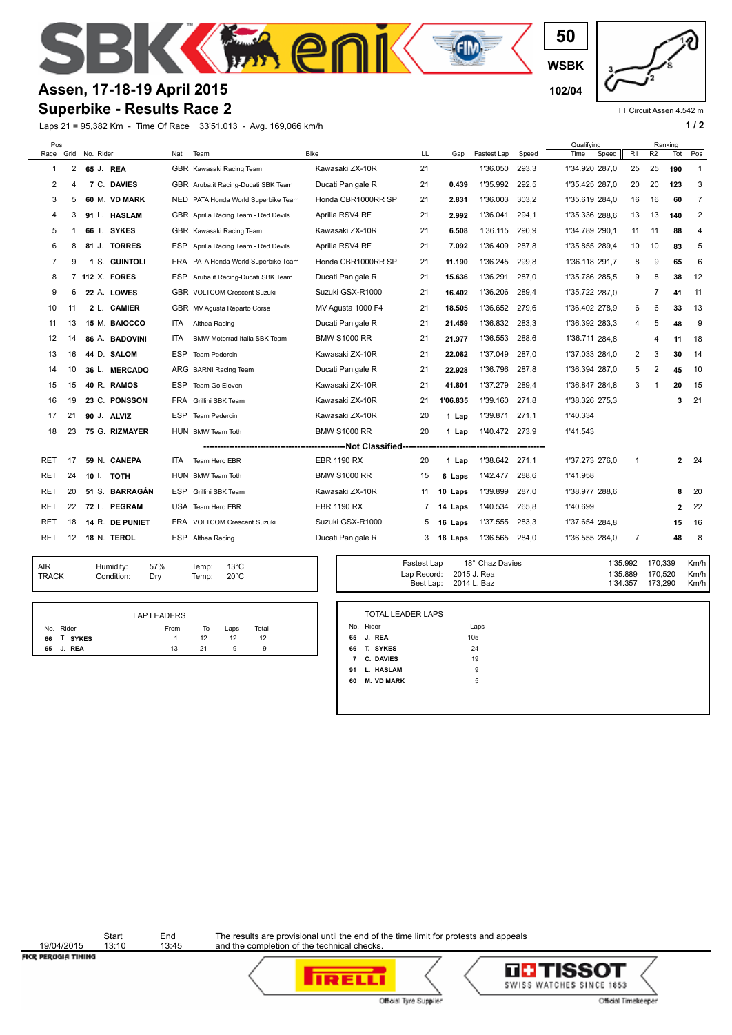# Assen, 17-18-19 April 2015

## Superbike - Results Race 2

50
WSBK
102/04

TT Circuit Assen 4.542 m

Laps 21 = 95,382 Km - Time Of Race 33'51.013 - Avg. 169,066 km/h

| Pos Race | Grid | No. | Rider | Nat | Team | Bike | LL | Gap | Fastest Lap | Speed | Qualifying Time | Qualifying Speed | Ranking R1 | Ranking R2 | Ranking Tot | Ranking Pos |
|---|---|---|---|---|---|---|---|---|---|---|---|---|---|---|---|---|
| 1 | 2 | **65** | J. **REA** | GBR | Kawasaki Racing Team | Kawasaki ZX-10R | 21 | | 1'36.050 | 293,3 | 1'34.920 | 287,0 | 25 | 25 | **190** | 1 |
| 2 | 4 | **7** | C. **DAVIES** | GBR | Aruba.it Racing-Ducati SBK Team | Ducati Panigale R | 21 | **0.439** | 1'35.992 | 292,5 | 1'35.425 | 287,0 | 20 | 20 | **123** | 3 |
| 3 | 5 | **60** | M. **VD MARK** | NED | PATA Honda World Superbike Team | Honda CBR1000RR SP | 21 | **2.831** | 1'36.003 | 303,2 | 1'35.619 | 284,0 | 16 | 16 | **60** | 7 |
| 4 | 3 | **91** | L. **HASLAM** | GBR | Aprilia Racing Team - Red Devils | Aprilia RSV4 RF | 21 | **2.992** | 1'36.041 | 294,1 | 1'35.336 | 288,6 | 13 | 13 | **140** | 2 |
| 5 | 1 | **66** | T. **SYKES** | GBR | Kawasaki Racing Team | Kawasaki ZX-10R | 21 | **6.508** | 1'36.115 | 290,9 | 1'34.789 | 290,1 | 11 | 11 | **88** | 4 |
| 6 | 8 | **81** | J. **TORRES** | ESP | Aprilia Racing Team - Red Devils | Aprilia RSV4 RF | 21 | **7.092** | 1'36.409 | 287,8 | 1'35.855 | 289,4 | 10 | 10 | **83** | 5 |
| 7 | 9 | **1** | S. **GUINTOLI** | FRA | PATA Honda World Superbike Team | Honda CBR1000RR SP | 21 | **11.190** | 1'36.245 | 299,8 | 1'36.118 | 291,7 | 8 | 9 | **65** | 6 |
| 8 | 7 | **112** | X. **FORES** | ESP | Aruba.it Racing-Ducati SBK Team | Ducati Panigale R | 21 | **15.636** | 1'36.291 | 287,0 | 1'35.786 | 285,5 | 9 | 8 | **38** | 12 |
| 9 | 6 | **22** | A. **LOWES** | GBR | VOLTCOM Crescent Suzuki | Suzuki GSX-R1000 | 21 | **16.402** | 1'36.206 | 289,4 | 1'35.722 | 287,0 | | 7 | **41** | 11 |
| 10 | 11 | **2** | L. **CAMIER** | GBR | MV Agusta Reparto Corse | MV Agusta 1000 F4 | 21 | **18.505** | 1'36.652 | 279,6 | 1'36.402 | 278,9 | 6 | 6 | **33** | 13 |
| 11 | 13 | **15** | M. **BAIOCCO** | ITA | Althea Racing | Ducati Panigale R | 21 | **21.459** | 1'36.832 | 283,3 | 1'36.392 | 283,3 | 4 | 5 | **48** | 9 |
| 12 | 14 | **86** | A. **BADOVINI** | ITA | BMW Motorrad Italia SBK Team | BMW S1000 RR | 21 | **21.977** | 1'36.553 | 288,6 | 1'36.711 | 284,8 | | 4 | **11** | 18 |
| 13 | 16 | **44** | D. **SALOM** | ESP | Team Pedercini | Kawasaki ZX-10R | 21 | **22.082** | 1'37.049 | 287,0 | 1'37.033 | 284,0 | 2 | 3 | **30** | 14 |
| 14 | 10 | **36** | L. **MERCADO** | ARG | BARNI Racing Team | Ducati Panigale R | 21 | **22.928** | 1'36.796 | 287,8 | 1'36.394 | 287,0 | 5 | 2 | **45** | 10 |
| 15 | 15 | **40** | R. **RAMOS** | ESP | Team Go Eleven | Kawasaki ZX-10R | 21 | **41.801** | 1'37.279 | 289,4 | 1'36.847 | 284,8 | 3 | 1 | **20** | 15 |
| 16 | 19 | **23** | C. **PONSSON** | FRA | Grillini SBK Team | Kawasaki ZX-10R | 21 | **1'06.835** | 1'39.160 | 271,8 | 1'38.326 | 275,3 | | | **3** | 21 |
| 17 | 21 | **90** | J. **ALVIZ** | ESP | Team Pedercini | Kawasaki ZX-10R | 20 | **1 Lap** | 1'39.871 | 271,1 | 1'40.334 | | | | | |
| 18 | 23 | **75** | G. **RIZMAYER** | HUN | BMW Team Toth | BMW S1000 RR | 20 | **1 Lap** | 1'40.472 | 273,9 | 1'41.543 | | | | | |
| | | | | | | **Not Classified** | | | | | | | | | | |
| RET | 17 | **59** | N. **CANEPA** | ITA | Team Hero EBR | EBR 1190 RX | 20 | **1 Lap** | 1'38.642 | 271,1 | 1'37.273 | 276,0 | 1 | | **2** | 24 |
| RET | 24 | **10** | I. **TOTH** | HUN | BMW Team Toth | BMW S1000 RR | 15 | **6 Laps** | 1'42.477 | 288,6 | 1'41.958 | | | | | |
| RET | 20 | **51** | S. **BARRAGÁN** | ESP | Grillini SBK Team | Kawasaki ZX-10R | 11 | **10 Laps** | 1'39.899 | 287,0 | 1'38.977 | 288,6 | | | **8** | 20 |
| RET | 22 | **72** | L. **PEGRAM** | USA | Team Hero EBR | EBR 1190 RX | 7 | **14 Laps** | 1'40.534 | 265,8 | 1'40.699 | | | | **2** | 22 |
| RET | 18 | **14** | R. **DE PUNIET** | FRA | VOLTCOM Crescent Suzuki | Suzuki GSX-R1000 | 5 | **16 Laps** | 1'37.555 | 283,3 | 1'37.654 | 284,8 | | | **15** | 16 |
| RET | 12 | **18** | N. **TEROL** | ESP | Althea Racing | Ducati Panigale R | 3 | **18 Laps** | 1'36.565 | 284,0 | 1'36.555 | 284,0 | 7 | | **48** | 8 |

| | | | | |
|---|---|---|---|---|
| AIR | Humidity: | 57% | Temp: | 13°C |
| TRACK | Condition: | Dry | Temp: | 20°C |

| | | | | |
|---|---|---|---|---|
| Fastest Lap | 18° Chaz Davies | 1'35.992 | 170,339 | Km/h |
| Lap Record: | 2015 J. Rea | 1'35.889 | 170,520 | Km/h |
| Best Lap: | 2014 L. Baz | 1'34.357 | 173,290 | Km/h |

**LAP LEADERS**

| No. | Rider | From | To | Laps | Total |
|---|---|---|---|---|---|
| **66** | T. **SYKES** | 1 | 12 | 12 | 12 |
| **65** | J. **REA** | 13 | 21 | 9 | 9 |

**TOTAL LEADER LAPS**

| No. | Rider | Laps |
|---|---|---|
| **65** | **J. REA** | 105 |
| **66** | **T. SYKES** | 24 |
| **7** | **C. DAVIES** | 19 |
| **91** | **L. HASLAM** | 9 |
| **60** | **M. VD MARK** | 5 |

| | Start | End |
|---|---|---|
| 19/04/2015 | 13:10 | 13:45 |

The results are provisional until the end of the time limit for protests and appeals and the completion of the technical checks.

FICR PERUGIA TIMING

Official Tyre Supplier — PIRELLI

TISSOT SWISS WATCHES SINCE 1853 — Official Timekeeper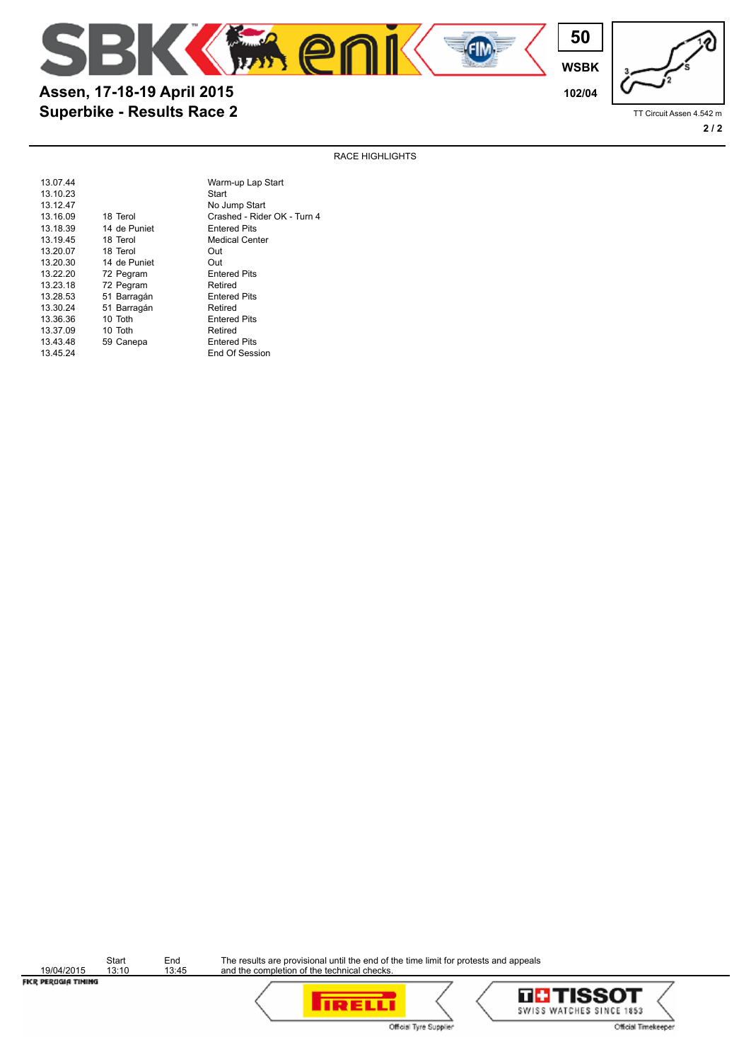Assen, 17-18-19 April 2015

Superbike - Results Race 2

50

WSBK

102/04

TT Circuit Assen 4.542 m

RACE HIGHLIGHTS

| | | |
|---|---|---|
| 13.07.44 | | Warm-up Lap Start |
| 13.10.23 | | Start |
| 13.12.47 | | No Jump Start |
| 13.16.09 | 18 Terol | Crashed - Rider OK - Turn 4 |
| 13.18.39 | 14 de Puniet | Entered Pits |
| 13.19.45 | 18 Terol | Medical Center |
| 13.20.07 | 18 Terol | Out |
| 13.20.30 | 14 de Puniet | Out |
| 13.22.20 | 72 Pegram | Entered Pits |
| 13.23.18 | 72 Pegram | Retired |
| 13.28.53 | 51 Barragán | Entered Pits |
| 13.30.24 | 51 Barragán | Retired |
| 13.36.36 | 10 Toth | Entered Pits |
| 13.37.09 | 10 Toth | Retired |
| 13.43.48 | 59 Canepa | Entered Pits |
| 13.45.24 | | End Of Session |

| | Start | End |
|---|---|---|
| 19/04/2015 | 13:10 | 13:45 |

The results are provisional until the end of the time limit for protests and appeals and the completion of the technical checks.

FICR PERUGIA TIMING

Official Tyre Supplier

Official Timekeeper